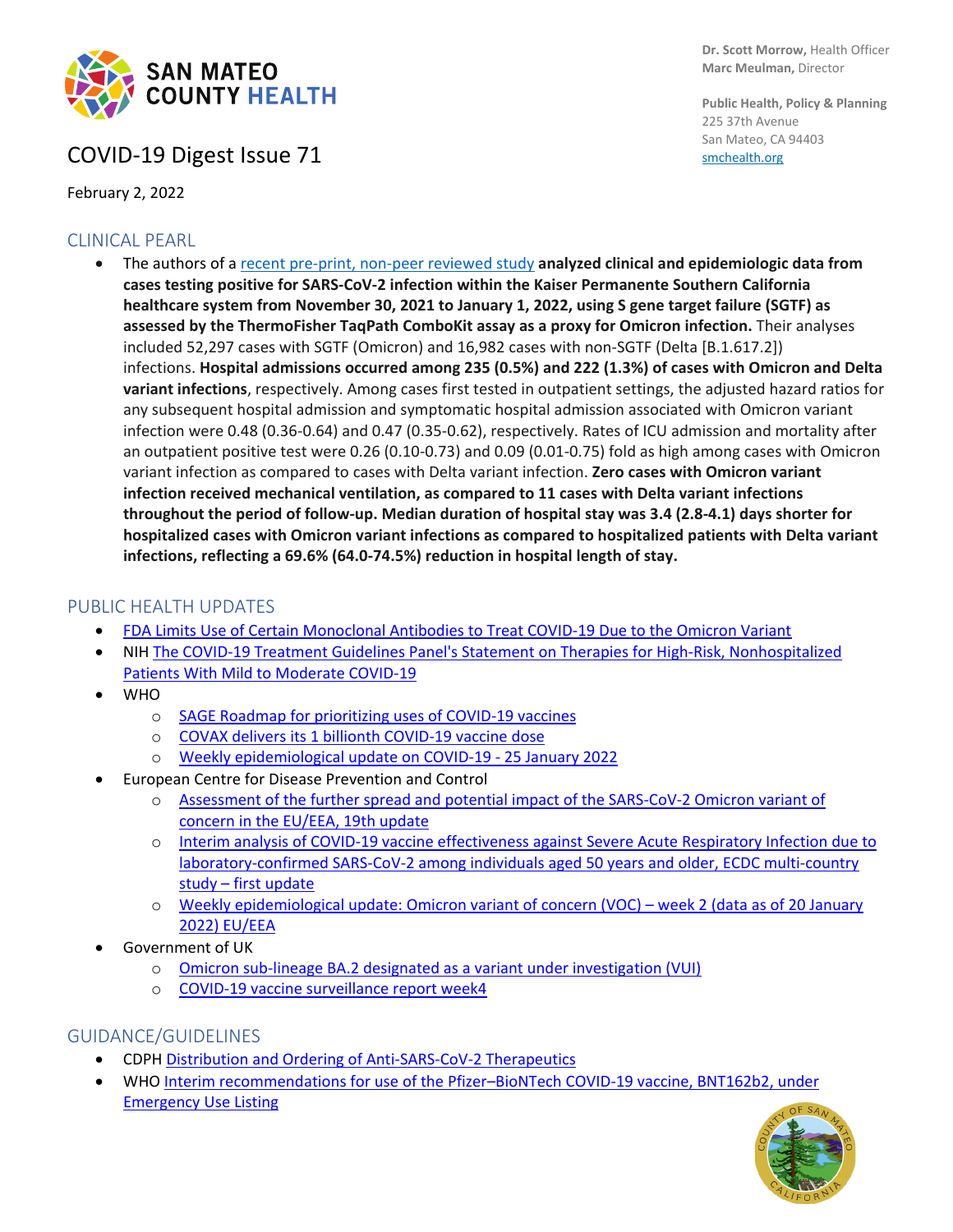SAN MATEO COUNTY HEALTH

**Dr. Scott Morrow,** Health Officer
**Marc Meulman,** Director

**Public Health, Policy & Planning**
225 37th Avenue
San Mateo, CA 94403
smchealth.org

# COVID-19 Digest Issue 71

February 2, 2022

## CLINICAL PEARL

- The authors of a recent pre-print, non-peer reviewed study **analyzed clinical and epidemiologic data from cases testing positive for SARS-CoV-2 infection within the Kaiser Permanente Southern California healthcare system from November 30, 2021 to January 1, 2022, using S gene target failure (SGTF) as assessed by the ThermoFisher TaqPath ComboKit assay as a proxy for Omicron infection.** Their analyses included 52,297 cases with SGTF (Omicron) and 16,982 cases with non-SGTF (Delta [B.1.617.2]) infections. **Hospital admissions occurred among 235 (0.5%) and 222 (1.3%) of cases with Omicron and Delta variant infections**, respectively. Among cases first tested in outpatient settings, the adjusted hazard ratios for any subsequent hospital admission and symptomatic hospital admission associated with Omicron variant infection were 0.48 (0.36-0.64) and 0.47 (0.35-0.62), respectively. Rates of ICU admission and mortality after an outpatient positive test were 0.26 (0.10-0.73) and 0.09 (0.01-0.75) fold as high among cases with Omicron variant infection as compared to cases with Delta variant infection. **Zero cases with Omicron variant infection received mechanical ventilation, as compared to 11 cases with Delta variant infections throughout the period of follow-up. Median duration of hospital stay was 3.4 (2.8-4.1) days shorter for hospitalized cases with Omicron variant infections as compared to hospitalized patients with Delta variant infections, reflecting a 69.6% (64.0-74.5%) reduction in hospital length of stay.**

## PUBLIC HEALTH UPDATES

- FDA Limits Use of Certain Monoclonal Antibodies to Treat COVID-19 Due to the Omicron Variant
- NIH The COVID-19 Treatment Guidelines Panel's Statement on Therapies for High-Risk, Nonhospitalized Patients With Mild to Moderate COVID-19
- WHO
  - SAGE Roadmap for prioritizing uses of COVID-19 vaccines
  - COVAX delivers its 1 billionth COVID-19 vaccine dose
  - Weekly epidemiological update on COVID-19 - 25 January 2022
- European Centre for Disease Prevention and Control
  - Assessment of the further spread and potential impact of the SARS-CoV-2 Omicron variant of concern in the EU/EEA, 19th update
  - Interim analysis of COVID-19 vaccine effectiveness against Severe Acute Respiratory Infection due to laboratory-confirmed SARS-CoV-2 among individuals aged 50 years and older, ECDC multi-country study – first update
  - Weekly epidemiological update: Omicron variant of concern (VOC) – week 2 (data as of 20 January 2022) EU/EEA
- Government of UK
  - Omicron sub-lineage BA.2 designated as a variant under investigation (VUI)
  - COVID-19 vaccine surveillance report week4

## GUIDANCE/GUIDELINES

- CDPH Distribution and Ordering of Anti-SARS-CoV-2 Therapeutics
- WHO Interim recommendations for use of the Pfizer–BioNTech COVID-19 vaccine, BNT162b2, under Emergency Use Listing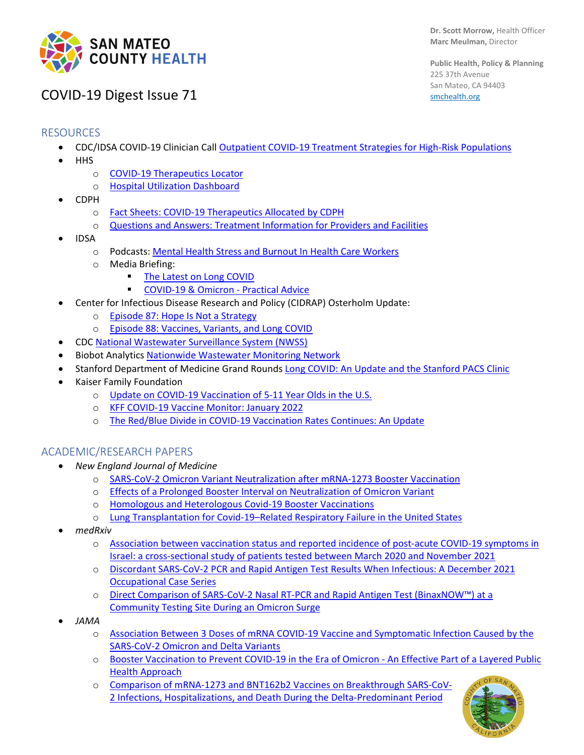# COVID-19 Digest Issue 71

Dr. Scott Morrow, Health Officer
Marc Meulman, Director

Public Health, Policy & Planning
225 37th Avenue
San Mateo, CA 94403
smchealth.org

## RESOURCES

- CDC/IDSA COVID-19 Clinician Call Outpatient COVID-19 Treatment Strategies for High-Risk Populations
- HHS
  - COVID-19 Therapeutics Locator
  - Hospital Utilization Dashboard
- CDPH
  - Fact Sheets: COVID-19 Therapeutics Allocated by CDPH
  - Questions and Answers: Treatment Information for Providers and Facilities
- IDSA
  - Podcasts: Mental Health Stress and Burnout In Health Care Workers
  - Media Briefing:
    - The Latest on Long COVID
    - COVID-19 & Omicron - Practical Advice
- Center for Infectious Disease Research and Policy (CIDRAP) Osterholm Update:
  - Episode 87: Hope Is Not a Strategy
  - Episode 88: Vaccines, Variants, and Long COVID
- CDC National Wastewater Surveillance System (NWSS)
- Biobot Analytics Nationwide Wastewater Monitoring Network
- Stanford Department of Medicine Grand Rounds Long COVID: An Update and the Stanford PACS Clinic
- Kaiser Family Foundation
  - Update on COVID-19 Vaccination of 5-11 Year Olds in the U.S.
  - KFF COVID-19 Vaccine Monitor: January 2022
  - The Red/Blue Divide in COVID-19 Vaccination Rates Continues: An Update

## ACADEMIC/RESEARCH PAPERS

- *New England Journal of Medicine*
  - SARS-CoV-2 Omicron Variant Neutralization after mRNA-1273 Booster Vaccination
  - Effects of a Prolonged Booster Interval on Neutralization of Omicron Variant
  - Homologous and Heterologous Covid-19 Booster Vaccinations
  - Lung Transplantation for Covid-19–Related Respiratory Failure in the United States
- *medRxiv*
  - Association between vaccination status and reported incidence of post-acute COVID-19 symptoms in Israel: a cross-sectional study of patients tested between March 2020 and November 2021
  - Discordant SARS-CoV-2 PCR and Rapid Antigen Test Results When Infectious: A December 2021 Occupational Case Series
  - Direct Comparison of SARS-CoV-2 Nasal RT-PCR and Rapid Antigen Test (BinaxNOW™) at a Community Testing Site During an Omicron Surge
- *JAMA*
  - Association Between 3 Doses of mRNA COVID-19 Vaccine and Symptomatic Infection Caused by the SARS-CoV-2 Omicron and Delta Variants
  - Booster Vaccination to Prevent COVID-19 in the Era of Omicron - An Effective Part of a Layered Public Health Approach
  - Comparison of mRNA-1273 and BNT162b2 Vaccines on Breakthrough SARS-CoV-2 Infections, Hospitalizations, and Death During the Delta-Predominant Period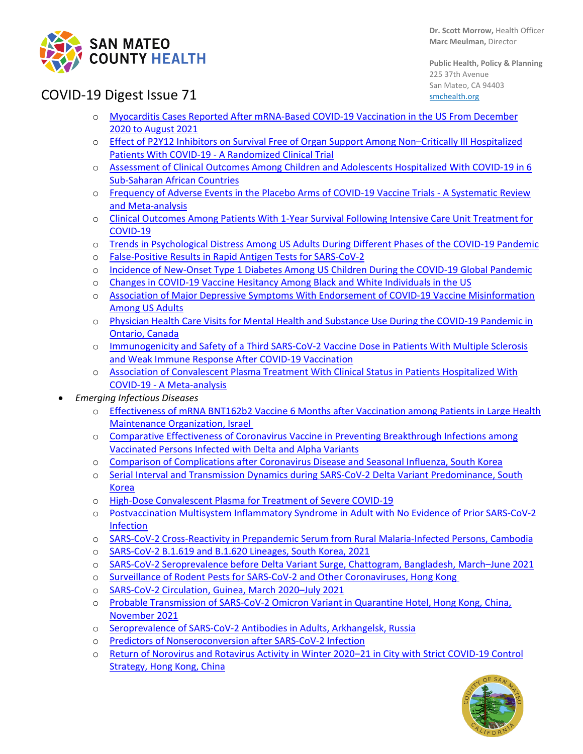- Myocarditis Cases Reported After mRNA-Based COVID-19 Vaccination in the US From December 2020 to August 2021
  - Effect of P2Y12 Inhibitors on Survival Free of Organ Support Among Non–Critically Ill Hospitalized Patients With COVID-19 - A Randomized Clinical Trial
  - Assessment of Clinical Outcomes Among Children and Adolescents Hospitalized With COVID-19 in 6 Sub-Saharan African Countries
  - Frequency of Adverse Events in the Placebo Arms of COVID-19 Vaccine Trials - A Systematic Review and Meta-analysis
  - Clinical Outcomes Among Patients With 1-Year Survival Following Intensive Care Unit Treatment for COVID-19
  - Trends in Psychological Distress Among US Adults During Different Phases of the COVID-19 Pandemic
  - False-Positive Results in Rapid Antigen Tests for SARS-CoV-2
  - Incidence of New-Onset Type 1 Diabetes Among US Children During the COVID-19 Global Pandemic
  - Changes in COVID-19 Vaccine Hesitancy Among Black and White Individuals in the US
  - Association of Major Depressive Symptoms With Endorsement of COVID-19 Vaccine Misinformation Among US Adults
  - Physician Health Care Visits for Mental Health and Substance Use During the COVID-19 Pandemic in Ontario, Canada
  - Immunogenicity and Safety of a Third SARS-CoV-2 Vaccine Dose in Patients With Multiple Sclerosis and Weak Immune Response After COVID-19 Vaccination
  - Association of Convalescent Plasma Treatment With Clinical Status in Patients Hospitalized With COVID-19 - A Meta-analysis
- *Emerging Infectious Diseases*
  - Effectiveness of mRNA BNT162b2 Vaccine 6 Months after Vaccination among Patients in Large Health Maintenance Organization, Israel
  - Comparative Effectiveness of Coronavirus Vaccine in Preventing Breakthrough Infections among Vaccinated Persons Infected with Delta and Alpha Variants
  - Comparison of Complications after Coronavirus Disease and Seasonal Influenza, South Korea
  - Serial Interval and Transmission Dynamics during SARS-CoV-2 Delta Variant Predominance, South Korea
  - High-Dose Convalescent Plasma for Treatment of Severe COVID-19
  - Postvaccination Multisystem Inflammatory Syndrome in Adult with No Evidence of Prior SARS-CoV-2 Infection
  - SARS-CoV-2 Cross-Reactivity in Prepandemic Serum from Rural Malaria-Infected Persons, Cambodia
  - SARS-CoV-2 B.1.619 and B.1.620 Lineages, South Korea, 2021
  - SARS-CoV-2 Seroprevalence before Delta Variant Surge, Chattogram, Bangladesh, March–June 2021
  - Surveillance of Rodent Pests for SARS-CoV-2 and Other Coronaviruses, Hong Kong
  - SARS-CoV-2 Circulation, Guinea, March 2020–July 2021
  - Probable Transmission of SARS-CoV-2 Omicron Variant in Quarantine Hotel, Hong Kong, China, November 2021
  - Seroprevalence of SARS-CoV-2 Antibodies in Adults, Arkhangelsk, Russia
  - Predictors of Nonseroconversion after SARS-CoV-2 Infection
  - Return of Norovirus and Rotavirus Activity in Winter 2020–21 in City with Strict COVID-19 Control Strategy, Hong Kong, China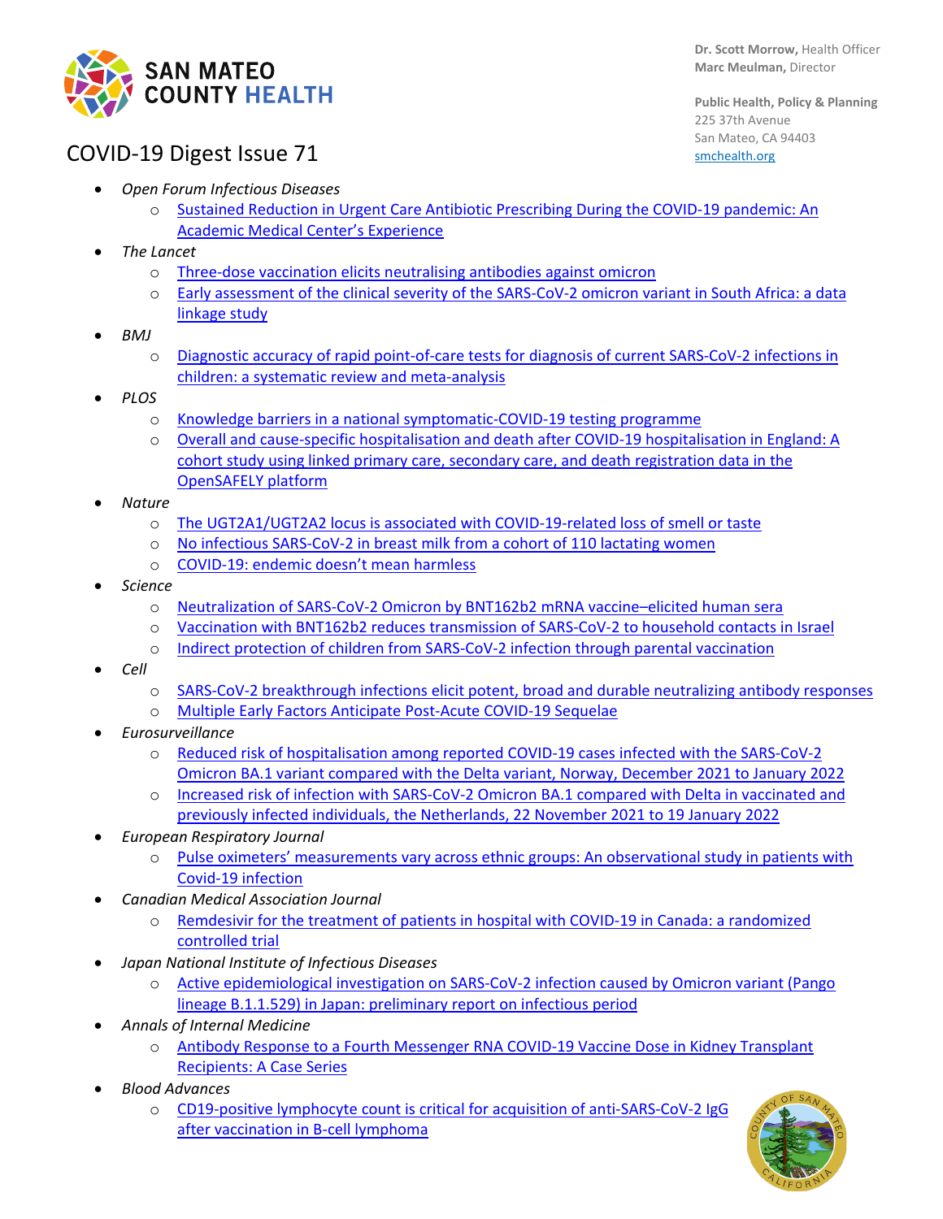# COVID-19 Digest Issue 71

Dr. Scott Morrow, Health Officer
Marc Meulman, Director

Public Health, Policy & Planning
225 37th Avenue
San Mateo, CA 94403
smchealth.org

- *Open Forum Infectious Diseases*
  - Sustained Reduction in Urgent Care Antibiotic Prescribing During the COVID-19 pandemic: An Academic Medical Center's Experience
- *The Lancet*
  - Three-dose vaccination elicits neutralising antibodies against omicron
  - Early assessment of the clinical severity of the SARS-CoV-2 omicron variant in South Africa: a data linkage study
- *BMJ*
  - Diagnostic accuracy of rapid point-of-care tests for diagnosis of current SARS-CoV-2 infections in children: a systematic review and meta-analysis
- *PLOS*
  - Knowledge barriers in a national symptomatic-COVID-19 testing programme
  - Overall and cause-specific hospitalisation and death after COVID-19 hospitalisation in England: A cohort study using linked primary care, secondary care, and death registration data in the OpenSAFELY platform
- *Nature*
  - The UGT2A1/UGT2A2 locus is associated with COVID-19-related loss of smell or taste
  - No infectious SARS-CoV-2 in breast milk from a cohort of 110 lactating women
  - COVID-19: endemic doesn't mean harmless
- *Science*
  - Neutralization of SARS-CoV-2 Omicron by BNT162b2 mRNA vaccine–elicited human sera
  - Vaccination with BNT162b2 reduces transmission of SARS-CoV-2 to household contacts in Israel
  - Indirect protection of children from SARS-CoV-2 infection through parental vaccination
- *Cell*
  - SARS-CoV-2 breakthrough infections elicit potent, broad and durable neutralizing antibody responses
  - Multiple Early Factors Anticipate Post-Acute COVID-19 Sequelae
- *Eurosurveillance*
  - Reduced risk of hospitalisation among reported COVID-19 cases infected with the SARS-CoV-2 Omicron BA.1 variant compared with the Delta variant, Norway, December 2021 to January 2022
  - Increased risk of infection with SARS-CoV-2 Omicron BA.1 compared with Delta in vaccinated and previously infected individuals, the Netherlands, 22 November 2021 to 19 January 2022
- *European Respiratory Journal*
  - Pulse oximeters' measurements vary across ethnic groups: An observational study in patients with Covid-19 infection
- *Canadian Medical Association Journal*
  - Remdesivir for the treatment of patients in hospital with COVID-19 in Canada: a randomized controlled trial
- *Japan National Institute of Infectious Diseases*
  - Active epidemiological investigation on SARS-CoV-2 infection caused by Omicron variant (Pango lineage B.1.1.529) in Japan: preliminary report on infectious period
- *Annals of Internal Medicine*
  - Antibody Response to a Fourth Messenger RNA COVID-19 Vaccine Dose in Kidney Transplant Recipients: A Case Series
- *Blood Advances*
  - CD19-positive lymphocyte count is critical for acquisition of anti-SARS-CoV-2 IgG after vaccination in B-cell lymphoma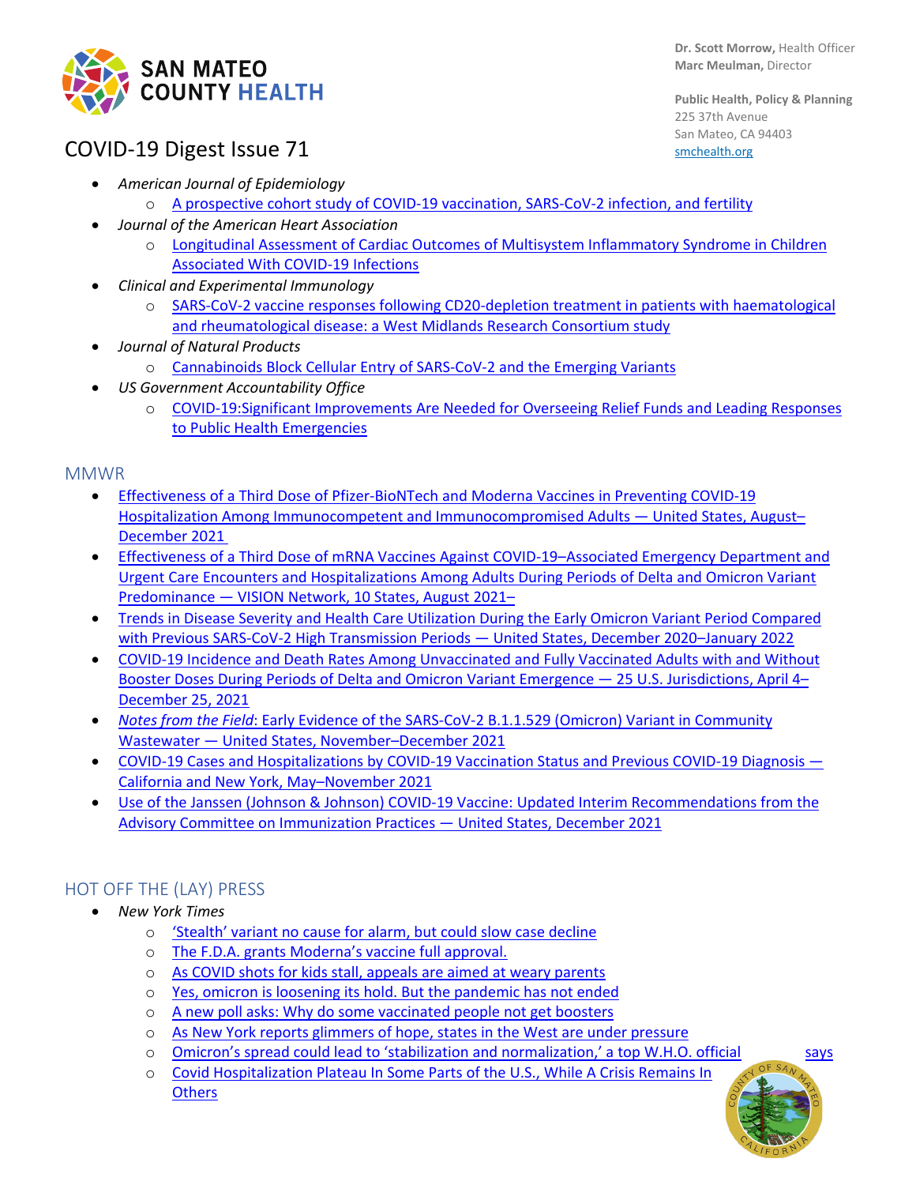# COVID-19 Digest Issue 71

- *American Journal of Epidemiology*
  - A prospective cohort study of COVID-19 vaccination, SARS-CoV-2 infection, and fertility
- *Journal of the American Heart Association*
  - Longitudinal Assessment of Cardiac Outcomes of Multisystem Inflammatory Syndrome in Children Associated With COVID-19 Infections
- *Clinical and Experimental Immunology*
  - SARS-CoV-2 vaccine responses following CD20-depletion treatment in patients with haematological and rheumatological disease: a West Midlands Research Consortium study
- *Journal of Natural Products*
  - Cannabinoids Block Cellular Entry of SARS-CoV-2 and the Emerging Variants
- *US Government Accountability Office*
  - COVID-19:Significant Improvements Are Needed for Overseeing Relief Funds and Leading Responses to Public Health Emergencies

## MMWR

- Effectiveness of a Third Dose of Pfizer-BioNTech and Moderna Vaccines in Preventing COVID-19 Hospitalization Among Immunocompetent and Immunocompromised Adults — United States, August–December 2021
- Effectiveness of a Third Dose of mRNA Vaccines Against COVID-19–Associated Emergency Department and Urgent Care Encounters and Hospitalizations Among Adults During Periods of Delta and Omicron Variant Predominance — VISION Network, 10 States, August 2021–
- Trends in Disease Severity and Health Care Utilization During the Early Omicron Variant Period Compared with Previous SARS-CoV-2 High Transmission Periods — United States, December 2020–January 2022
- COVID-19 Incidence and Death Rates Among Unvaccinated and Fully Vaccinated Adults with and Without Booster Doses During Periods of Delta and Omicron Variant Emergence — 25 U.S. Jurisdictions, April 4–December 25, 2021
- *Notes from the Field*: Early Evidence of the SARS-CoV-2 B.1.1.529 (Omicron) Variant in Community Wastewater — United States, November–December 2021
- COVID-19 Cases and Hospitalizations by COVID-19 Vaccination Status and Previous COVID-19 Diagnosis — California and New York, May–November 2021
- Use of the Janssen (Johnson & Johnson) COVID-19 Vaccine: Updated Interim Recommendations from the Advisory Committee on Immunization Practices — United States, December 2021

## HOT OFF THE (LAY) PRESS

- *New York Times*
  - 'Stealth' variant no cause for alarm, but could slow case decline
  - The F.D.A. grants Moderna's vaccine full approval.
  - As COVID shots for kids stall, appeals are aimed at weary parents
  - Yes, omicron is loosening its hold. But the pandemic has not ended
  - A new poll asks: Why do some vaccinated people not get boosters
  - As New York reports glimmers of hope, states in the West are under pressure
  - Omicron's spread could lead to 'stabilization and normalization,' a top W.H.O. official says
  - Covid Hospitalization Plateau In Some Parts of the U.S., While A Crisis Remains In Others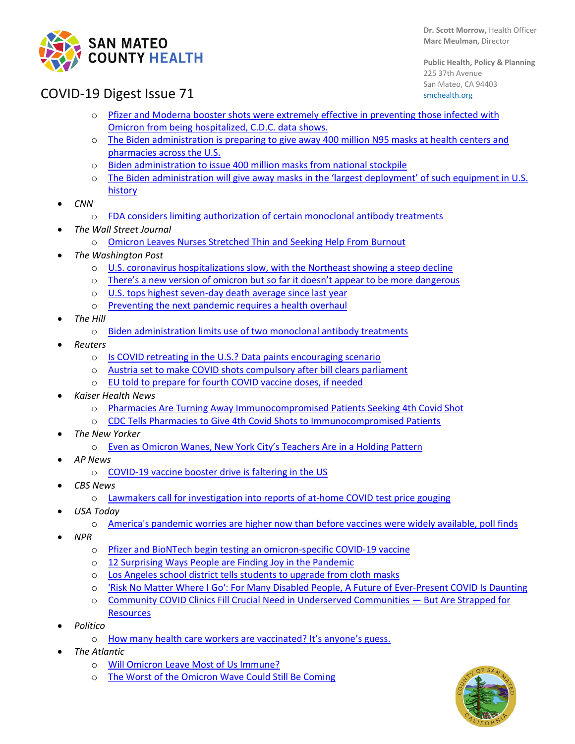- Pfizer and Moderna booster shots were extremely effective in preventing those infected with Omicron from being hospitalized, C.D.C. data shows.
    - The Biden administration is preparing to give away 400 million N95 masks at health centers and pharmacies across the U.S.
    - Biden administration to issue 400 million masks from national stockpile
    - The Biden administration will give away masks in the 'largest deployment' of such equipment in U.S. history
- *CNN*
    - FDA considers limiting authorization of certain monoclonal antibody treatments
- *The Wall Street Journal*
    - Omicron Leaves Nurses Stretched Thin and Seeking Help From Burnout
- *The Washington Post*
    - U.S. coronavirus hospitalizations slow, with the Northeast showing a steep decline
    - There's a new version of omicron but so far it doesn't appear to be more dangerous
    - U.S. tops highest seven-day death average since last year
    - Preventing the next pandemic requires a health overhaul
- *The Hill*
    - Biden administration limits use of two monoclonal antibody treatments
- *Reuters*
    - Is COVID retreating in the U.S.? Data paints encouraging scenario
    - Austria set to make COVID shots compulsory after bill clears parliament
    - EU told to prepare for fourth COVID vaccine doses, if needed
- *Kaiser Health News*
    - Pharmacies Are Turning Away Immunocompromised Patients Seeking 4th Covid Shot
    - CDC Tells Pharmacies to Give 4th Covid Shots to Immunocompromised Patients
- *The New Yorker*
    - Even as Omicron Wanes, New York City's Teachers Are in a Holding Pattern
- *AP News*
    - COVID-19 vaccine booster drive is faltering in the US
- *CBS News*
    - Lawmakers call for investigation into reports of at-home COVID test price gouging
- *USA Today*
    - America's pandemic worries are higher now than before vaccines were widely available, poll finds
- *NPR*
    - Pfizer and BioNTech begin testing an omicron-specific COVID-19 vaccine
    - 12 Surprising Ways People are Finding Joy in the Pandemic
    - Los Angeles school district tells students to upgrade from cloth masks
    - 'Risk No Matter Where I Go': For Many Disabled People, A Future of Ever-Present COVID Is Daunting
    - Community COVID Clinics Fill Crucial Need in Underserved Communities — But Are Strapped for Resources
- *Politico*
    - How many health care workers are vaccinated? It's anyone's guess.
- *The Atlantic*
    - Will Omicron Leave Most of Us Immune?
    - The Worst of the Omicron Wave Could Still Be Coming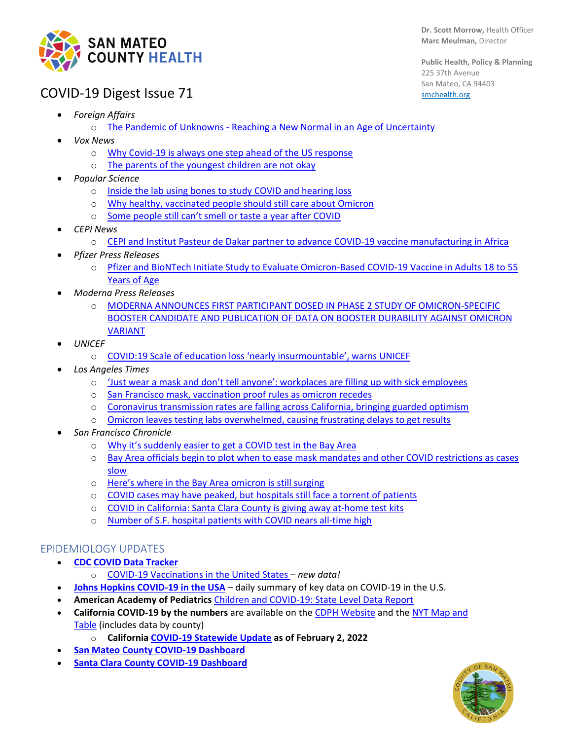SAN MATEO COUNTY HEALTH

**Dr. Scott Morrow,** Health Officer
**Marc Meulman,** Director

**Public Health, Policy & Planning**
225 37th Avenue
San Mateo, CA 94403
smchealth.org

# COVID-19 Digest Issue 71

- *Foreign Affairs*
  - The Pandemic of Unknowns - Reaching a New Normal in an Age of Uncertainty
- *Vox News*
  - Why Covid-19 is always one step ahead of the US response
  - The parents of the youngest children are not okay
- *Popular Science*
  - Inside the lab using bones to study COVID and hearing loss
  - Why healthy, vaccinated people should still care about Omicron
  - Some people still can't smell or taste a year after COVID
- *CEPI News*
  - CEPI and Institut Pasteur de Dakar partner to advance COVID-19 vaccine manufacturing in Africa
- *Pfizer Press Releases*
  - Pfizer and BioNTech Initiate Study to Evaluate Omicron-Based COVID-19 Vaccine in Adults 18 to 55 Years of Age
- *Moderna Press Releases*
  - MODERNA ANNOUNCES FIRST PARTICIPANT DOSED IN PHASE 2 STUDY OF OMICRON-SPECIFIC BOOSTER CANDIDATE AND PUBLICATION OF DATA ON BOOSTER DURABILITY AGAINST OMICRON VARIANT
- *UNICEF*
  - COVID:19 Scale of education loss 'nearly insurmountable', warns UNICEF
- *Los Angeles Times*
  - 'Just wear a mask and don't tell anyone': workplaces are filling up with sick employees
  - San Francisco mask, vaccination proof rules as omicron recedes
  - Coronavirus transmission rates are falling across California, bringing guarded optimism
  - Omicron leaves testing labs overwhelmed, causing frustrating delays to get results
- *San Francisco Chronicle*
  - Why it's suddenly easier to get a COVID test in the Bay Area
  - Bay Area officials begin to plot when to ease mask mandates and other COVID restrictions as cases slow
  - Here's where in the Bay Area omicron is still surging
  - COVID cases may have peaked, but hospitals still face a torrent of patients
  - COVID in California: Santa Clara County is giving away at-home test kits
  - Number of S.F. hospital patients with COVID nears all-time high

## EPIDEMIOLOGY UPDATES

- **CDC COVID Data Tracker**
  - COVID-19 Vaccinations in the United States – *new data!*
- **Johns Hopkins COVID-19 in the USA** – daily summary of key data on COVID-19 in the U.S.
- **American Academy of Pediatrics** Children and COVID-19: State Level Data Report
- **California COVID-19 by the numbers** are available on the CDPH Website and the NYT Map and Table (includes data by county)
  - **California COVID-19 Statewide Update as of February 2, 2022**
- **San Mateo County COVID-19 Dashboard**
- **Santa Clara County COVID-19 Dashboard**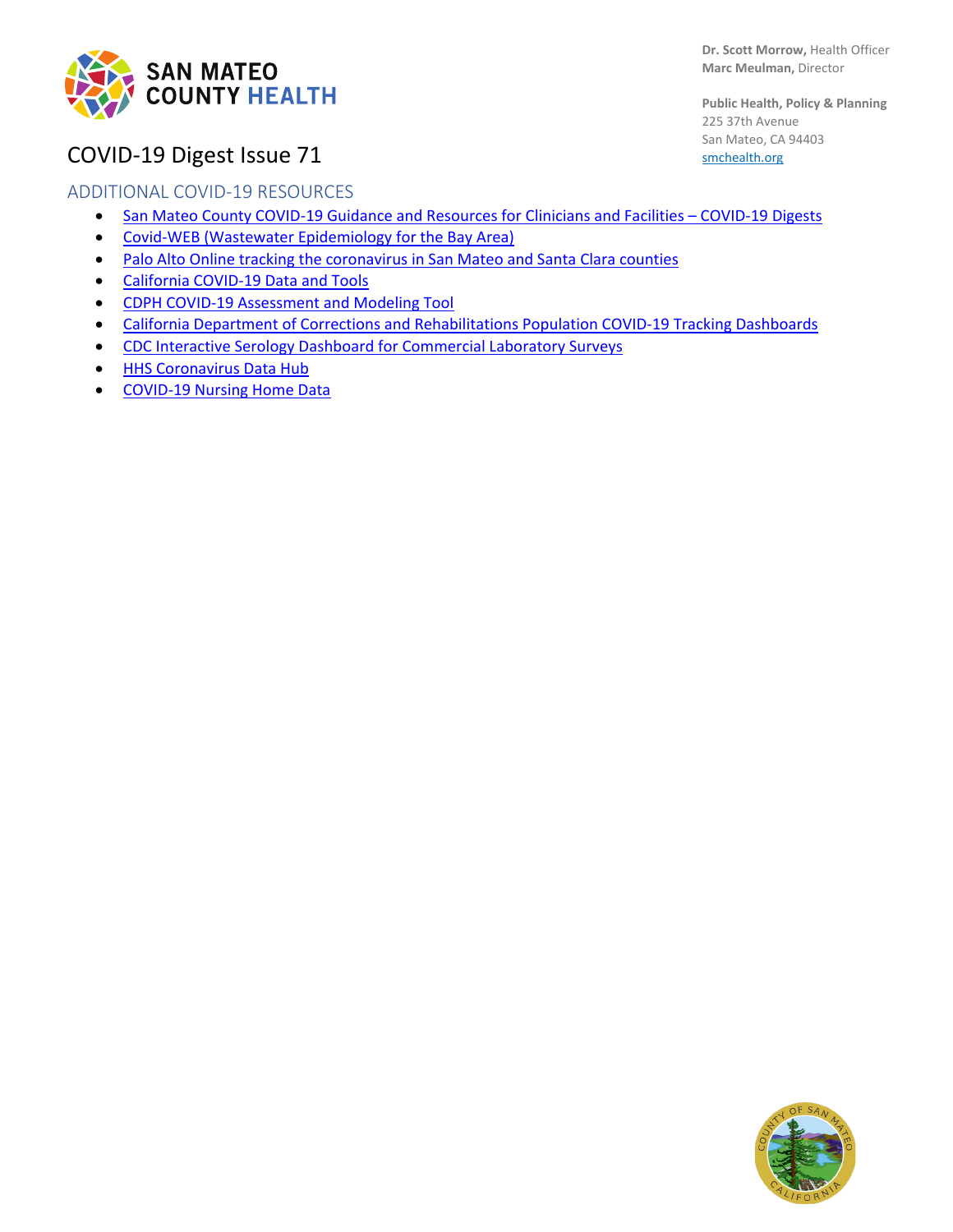**Dr. Scott Morrow,** Health Officer
**Marc Meulman,** Director

**Public Health, Policy & Planning**
225 37th Avenue
San Mateo, CA 94403
smchealth.org

# COVID-19 Digest Issue 71

## ADDITIONAL COVID-19 RESOURCES

- San Mateo County COVID-19 Guidance and Resources for Clinicians and Facilities – COVID-19 Digests
- Covid-WEB (Wastewater Epidemiology for the Bay Area)
- Palo Alto Online tracking the coronavirus in San Mateo and Santa Clara counties
- California COVID-19 Data and Tools
- CDPH COVID-19 Assessment and Modeling Tool
- California Department of Corrections and Rehabilitations Population COVID-19 Tracking Dashboards
- CDC Interactive Serology Dashboard for Commercial Laboratory Surveys
- HHS Coronavirus Data Hub
- COVID-19 Nursing Home Data